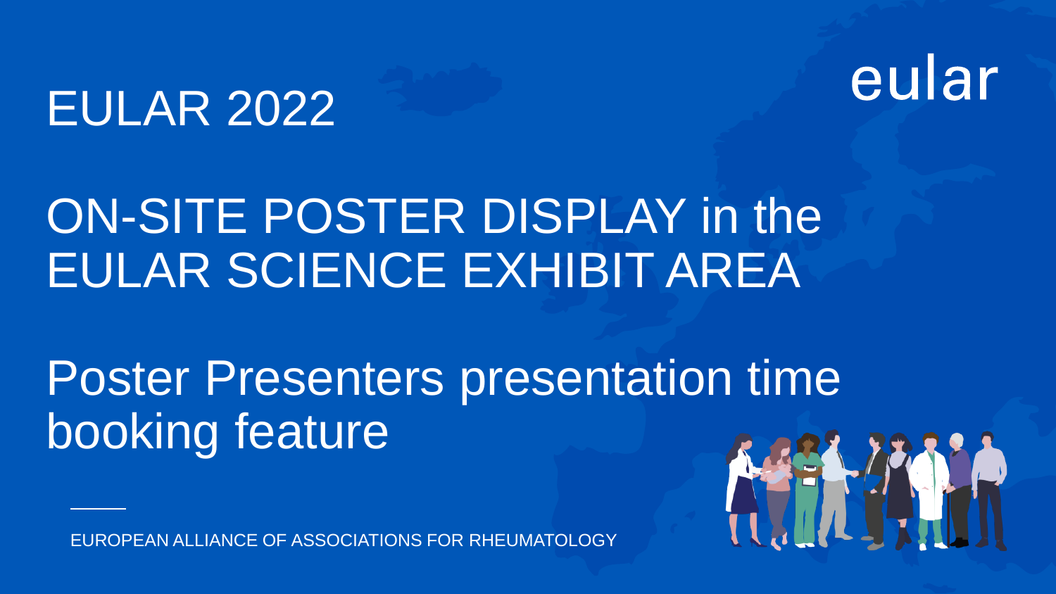eular

# EULAR 2022

## ON-SITE POSTER DISPLAY in the EULAR SCIENCE EXHIBIT AREA

## Poster Presenters presentation time booking feature

EUROPEAN ALLIANCE OF ASSOCIATIONS FOR RHEUMATOLOGY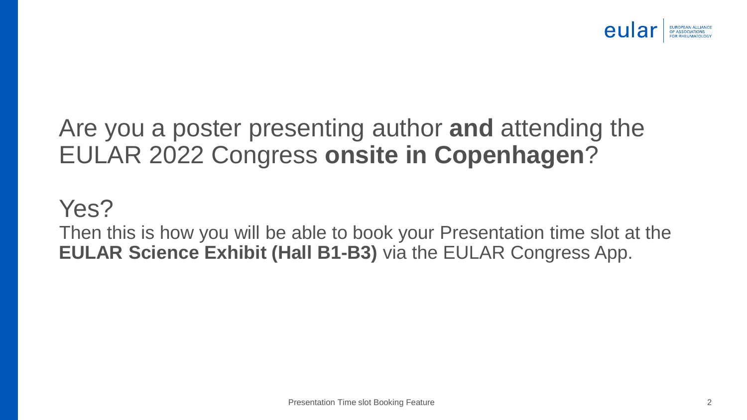Are you a poster presenting author **and** attending the EULAR 2022 Congress **onsite in Copenhagen**?

Yes?

Then this is how you will be able to book your Presentation time slot at the **EULAR Science Exhibit (Hall B1-B3)** via the EULAR Congress App.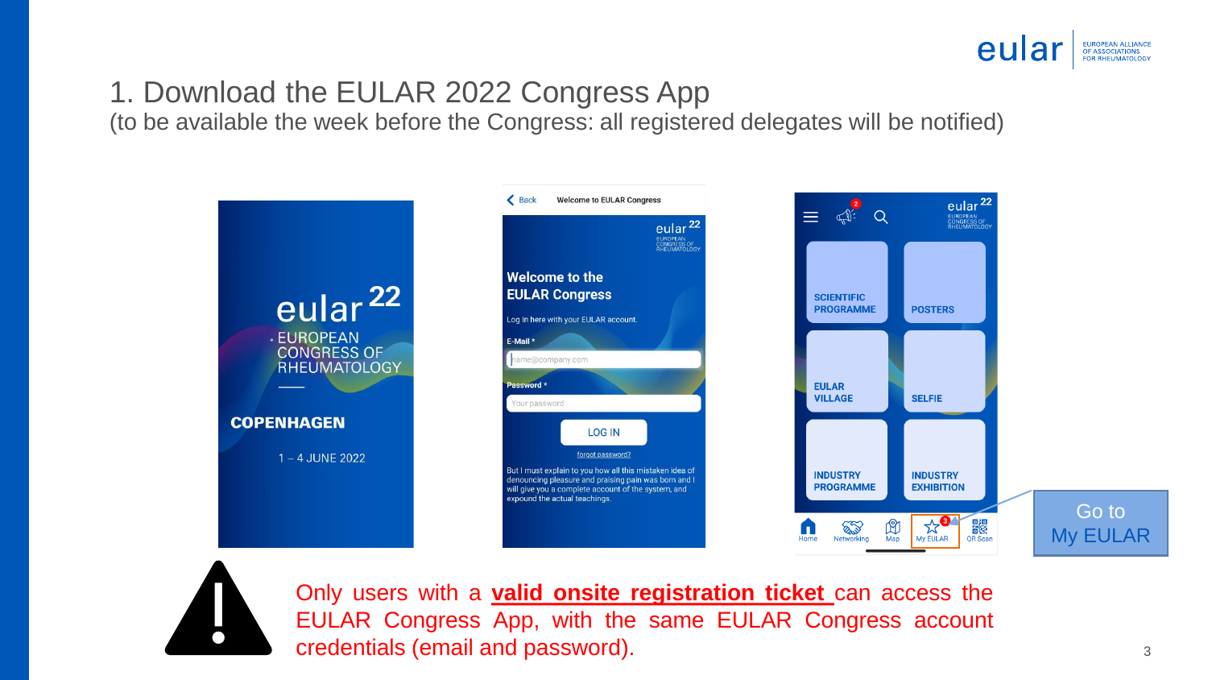# 1. Download the EULAR 2022 Congress App

(to be available the week before the Congress: all registered delegates will be notified)

Go to My EULAR

Only users with a **valid onsite registration ticket** can access the EULAR Congress App, with the same EULAR Congress account credentials (email and password).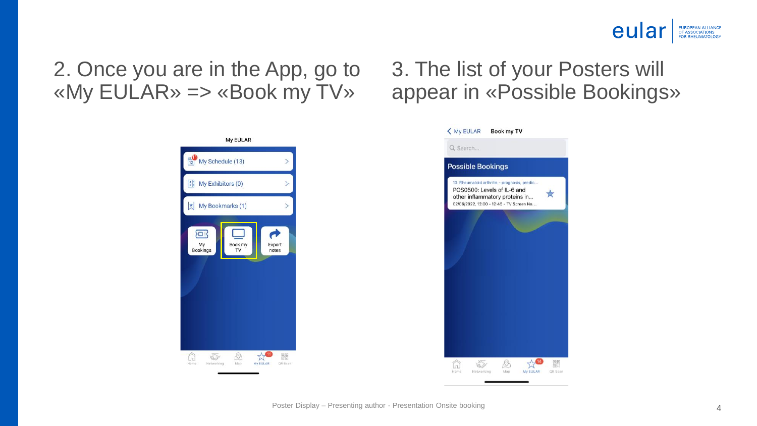2. Once you are in the App, go to «My EULAR» => «Book my TV»

3. The list of your Posters will appear in «Possible Bookings»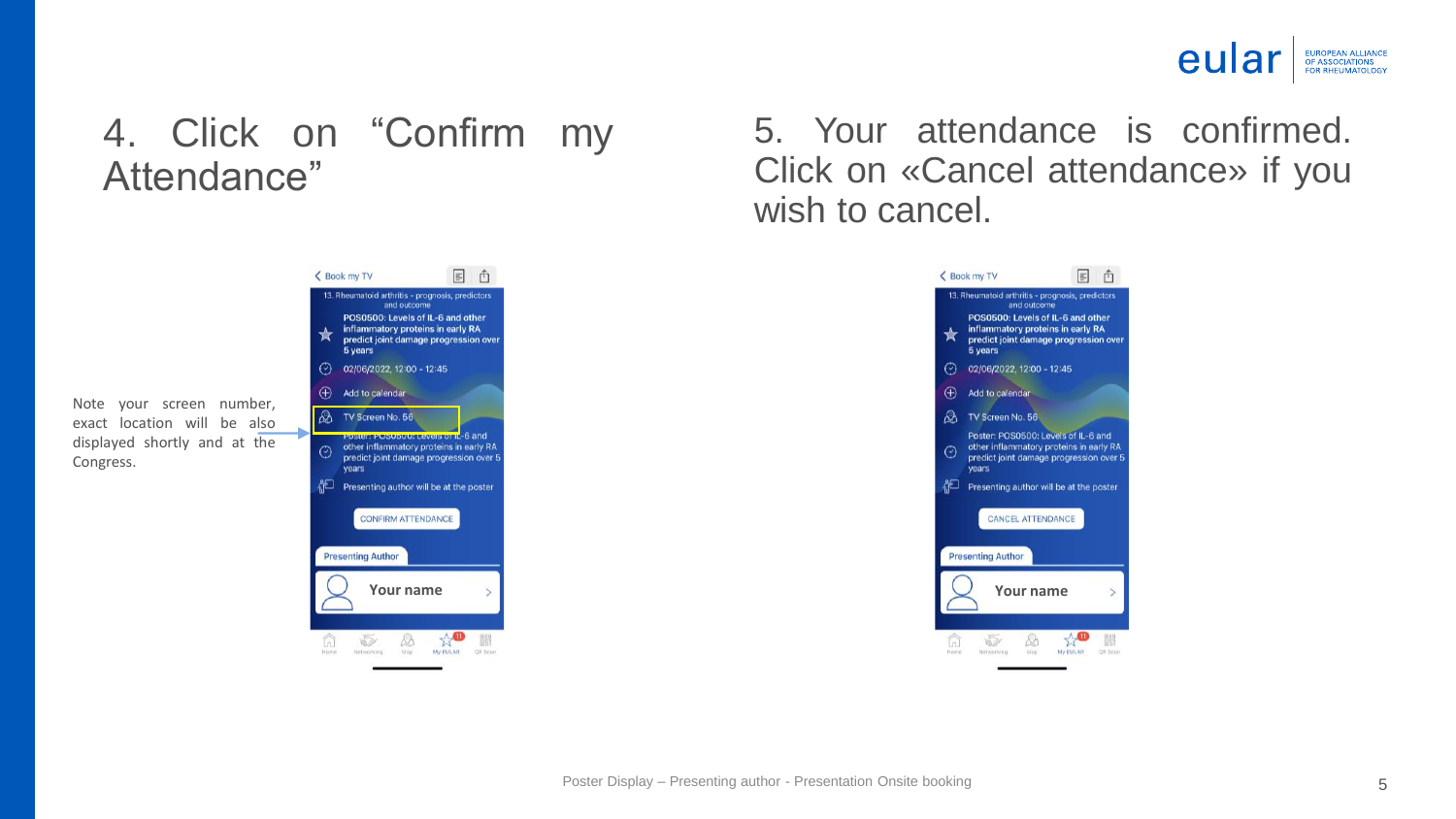## 4. Click on "Confirm my Attendance"

Note your screen number, exact location will be also displayed shortly and at the Congress.

## 5. Your attendance is confirmed. Click on «Cancel attendance» if you wish to cancel.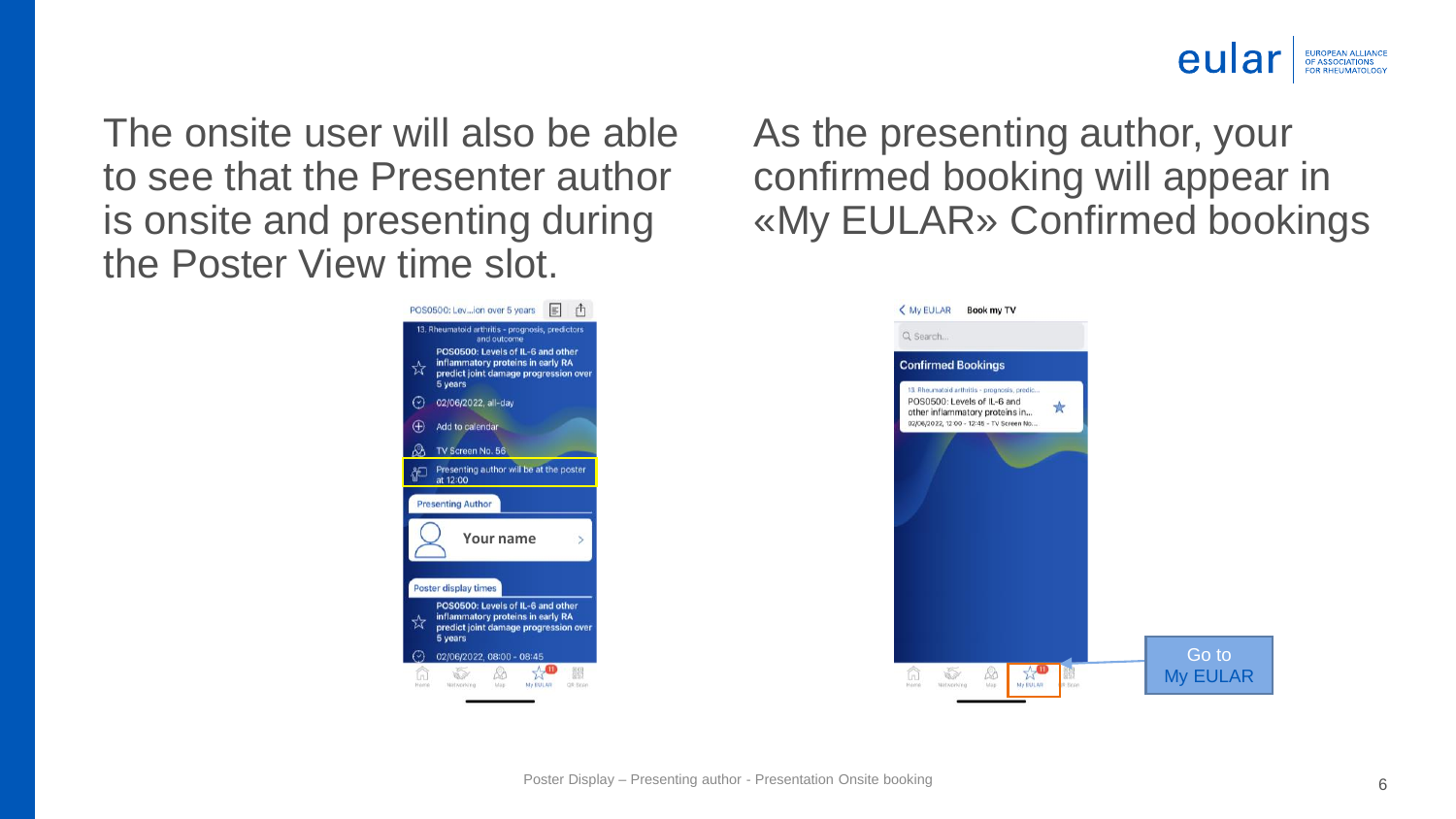The onsite user will also be able to see that the Presenter author is onsite and presenting during the Poster View time slot.

As the presenting author, your confirmed booking will appear in «My EULAR» Confirmed bookings

Go to My EULAR

Poster Display – Presenting author - Presentation Onsite booking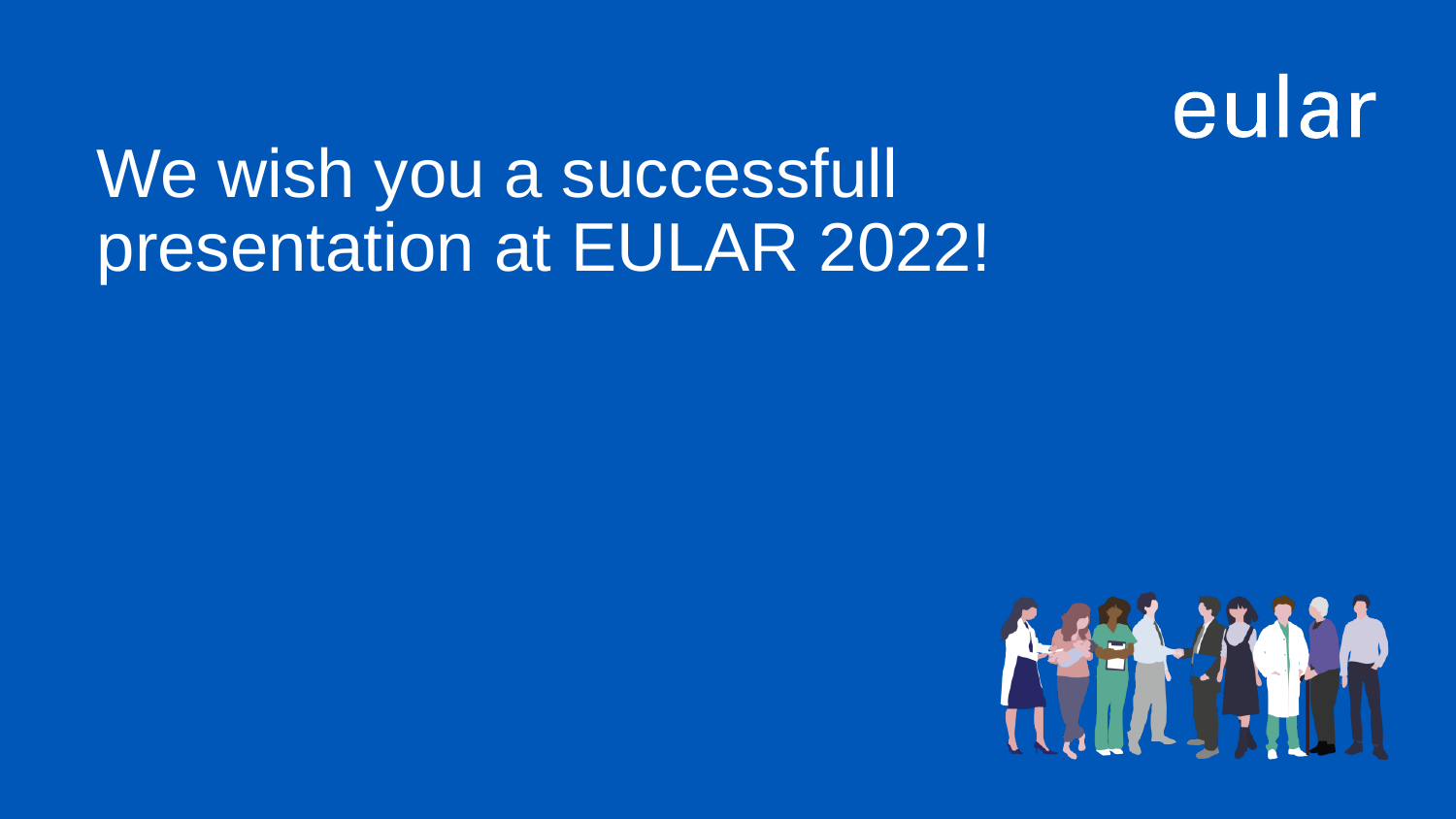eular

# We wish you a successfull presentation at EULAR 2022!